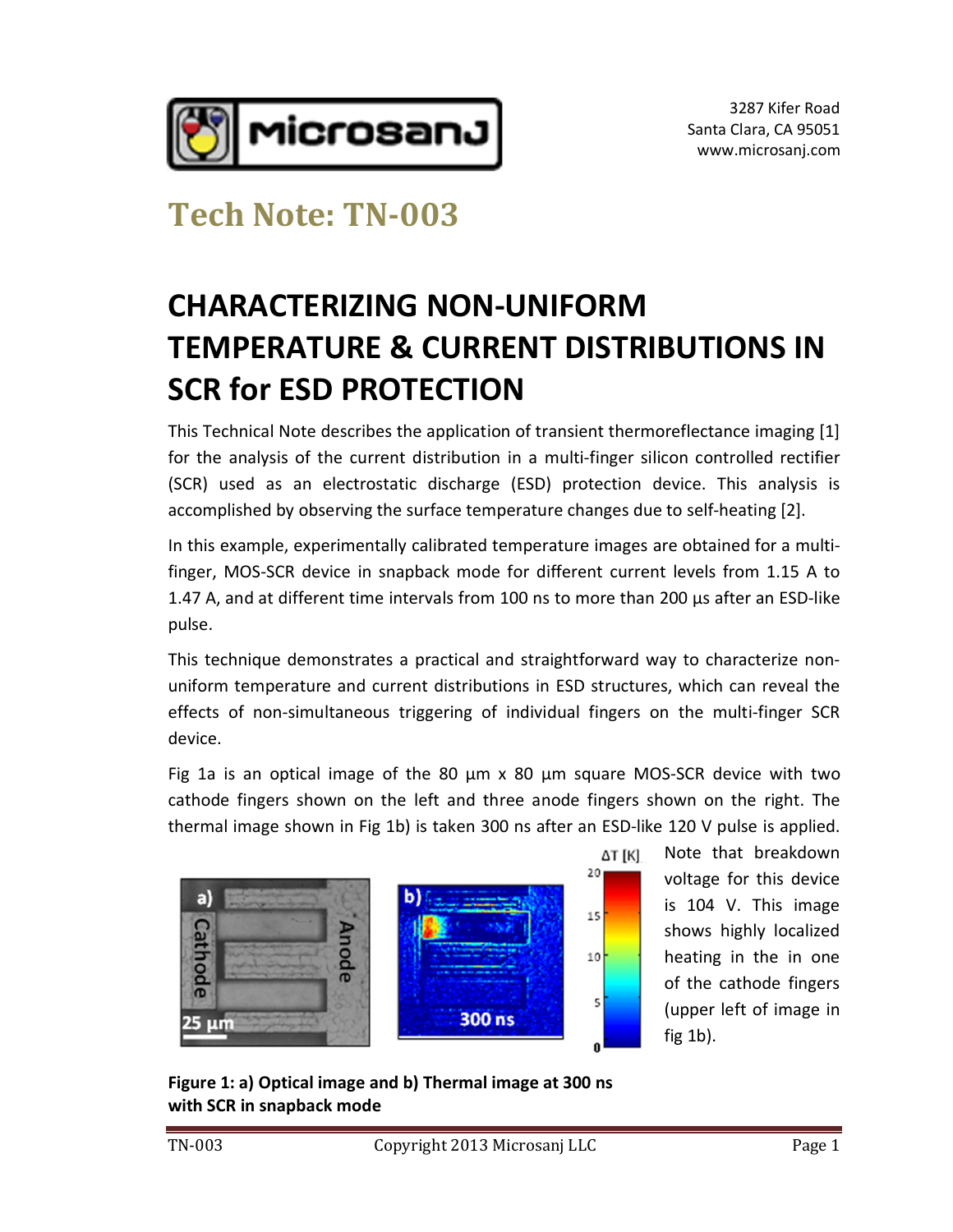# Tech Note: TN-003

# CHARACTERIZING NON-UNIFORM TEMPERATURE & CURRENT DISTRIBUTIONS IN SCR for ESD PROTECTION

This Technical Note describes the application of transient thermoreflectance imaging [1] for the analysis of the current distribution in a multi-finger silicon controlled rectifier (SCR) used as an electrostatic discharge (ESD) protection device. This analysis is accomplished by observing the surface temperature changes due to self-heating [2].

In this example, experimentally calibrated temperature images are obtained for a multi-finger, MOS-SCR device in snapback mode for different current levels from 1.15 A to 1.47 A, and at different time intervals from 100 ns to more than 200 µs after an ESD-like pulse.

This technique demonstrates a practical and straightforward way to characterize non-uniform temperature and current distributions in ESD structures, which can reveal the effects of non-simultaneous triggering of individual fingers on the multi-finger SCR device.

Fig 1a is an optical image of the 80 µm x 80 µm square MOS-SCR device with two cathode fingers shown on the left and three anode fingers shown on the right. The thermal image shown in Fig 1b) is taken 300 ns after an ESD-like 120 V pulse is applied. Note that breakdown voltage for this device is 104 V. This image shows highly localized heating in the in one of the cathode fingers (upper left of image in fig 1b).

**Figure 1: a) Optical image and b) Thermal image at 300 ns with SCR in snapback mode**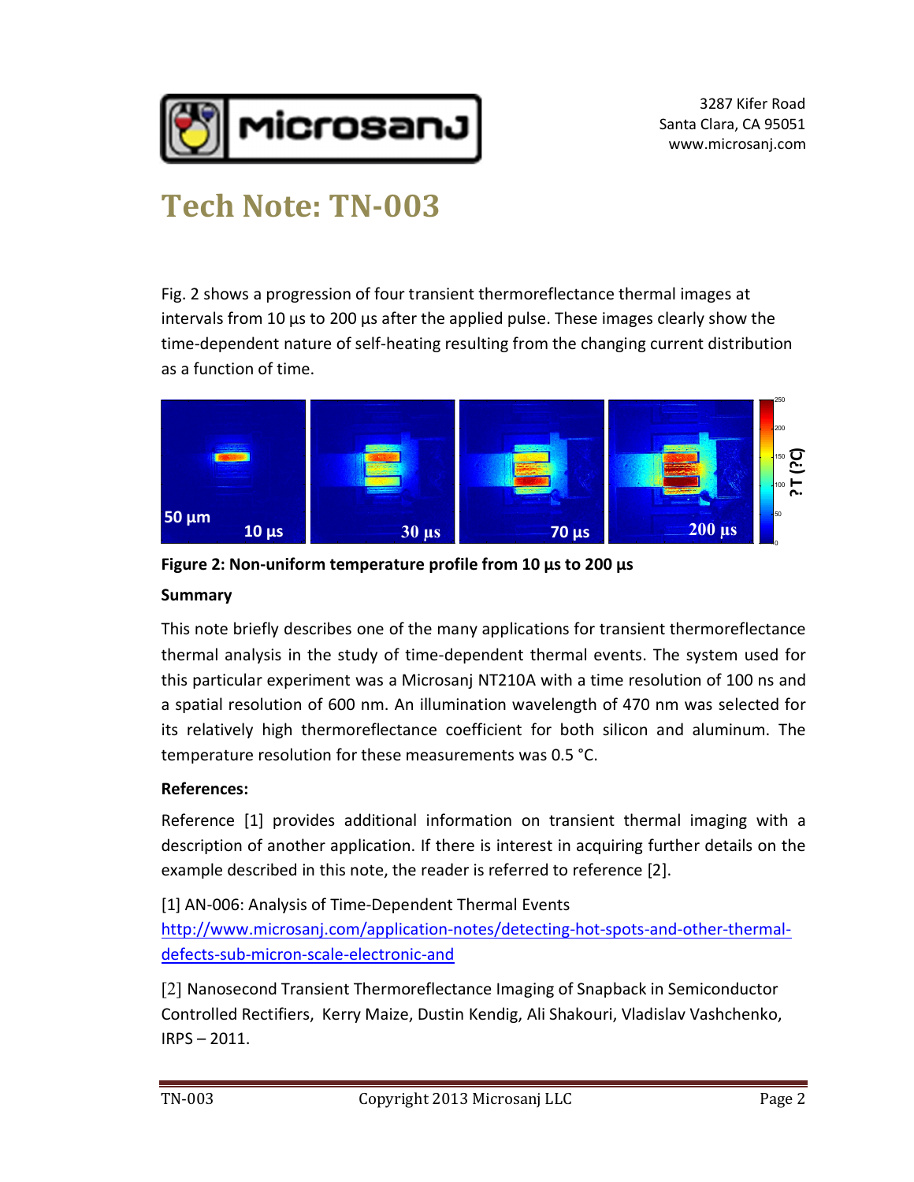Fig. 2 shows a progression of four transient thermoreflectance thermal images at intervals from 10 µs to 200 µs after the applied pulse. These images clearly show the time-dependent nature of self-heating resulting from the changing current distribution as a function of time.

50 µm
10 µs
30 µs
70 µs
200 µs
250
200
150
100
50
0
?T (?C)

**Figure 2: Non-uniform temperature profile from 10 µs to 200 µs**

**Summary**

This note briefly describes one of the many applications for transient thermoreflectance thermal analysis in the study of time-dependent thermal events. The system used for this particular experiment was a Microsanj NT210A with a time resolution of 100 ns and a spatial resolution of 600 nm. An illumination wavelength of 470 nm was selected for its relatively high thermoreflectance coefficient for both silicon and aluminum. The temperature resolution for these measurements was 0.5 °C.

**References:**

Reference [1] provides additional information on transient thermal imaging with a description of another application. If there is interest in acquiring further details on the example described in this note, the reader is referred to reference [2].

[1] AN-006: Analysis of Time-Dependent Thermal Events
http://www.microsanj.com/application-notes/detecting-hot-spots-and-other-thermal-defects-sub-micron-scale-electronic-and

[2] Nanosecond Transient Thermoreflectance Imaging of Snapback in Semiconductor Controlled Rectifiers, Kerry Maize, Dustin Kendig, Ali Shakouri, Vladislav Vashchenko, IRPS – 2011.